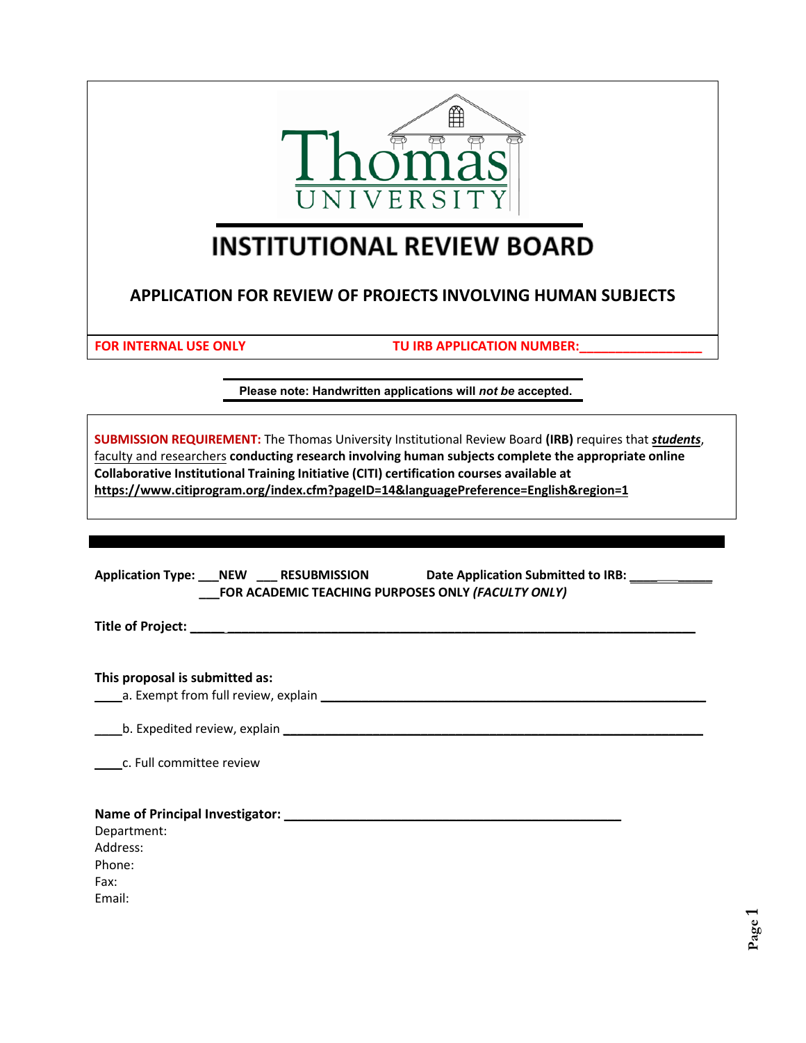Thomas UNIVERSITY

# INSTITUTIONAL REVIEW BOARD

## APPLICATION FOR REVIEW OF PROJECTS INVOLVING HUMAN SUBJECTS

**FOR INTERNAL USE ONLY** **TU IRB APPLICATION NUMBER:________________**

**Please note: Handwritten applications will *not be* accepted.**

**SUBMISSION REQUIREMENT:** The Thomas University Institutional Review Board **(IRB)** requires that ***students***, faculty and researchers **conducting research involving human subjects complete the appropriate online Collaborative Institutional Training Initiative (CITI) certification courses available at https://www.citiprogram.org/index.cfm?pageID=14&languagePreference=English&region=1**

**Application Type: ___NEW ___ RESUBMISSION** **Date Application Submitted to IRB: __________**
**___FOR ACADEMIC TEACHING PURPOSES ONLY *(FACULTY ONLY)***

**Title of Project: ______________________________________________________________________**

**This proposal is submitted as:**

____a. Exempt from full review, explain ________________________________________________

____b. Expedited review, explain _____________________________________________________

____c. Full committee review

**Name of Principal Investigator: ____________________________________________**

Department:
Address:
Phone:
Fax:
Email: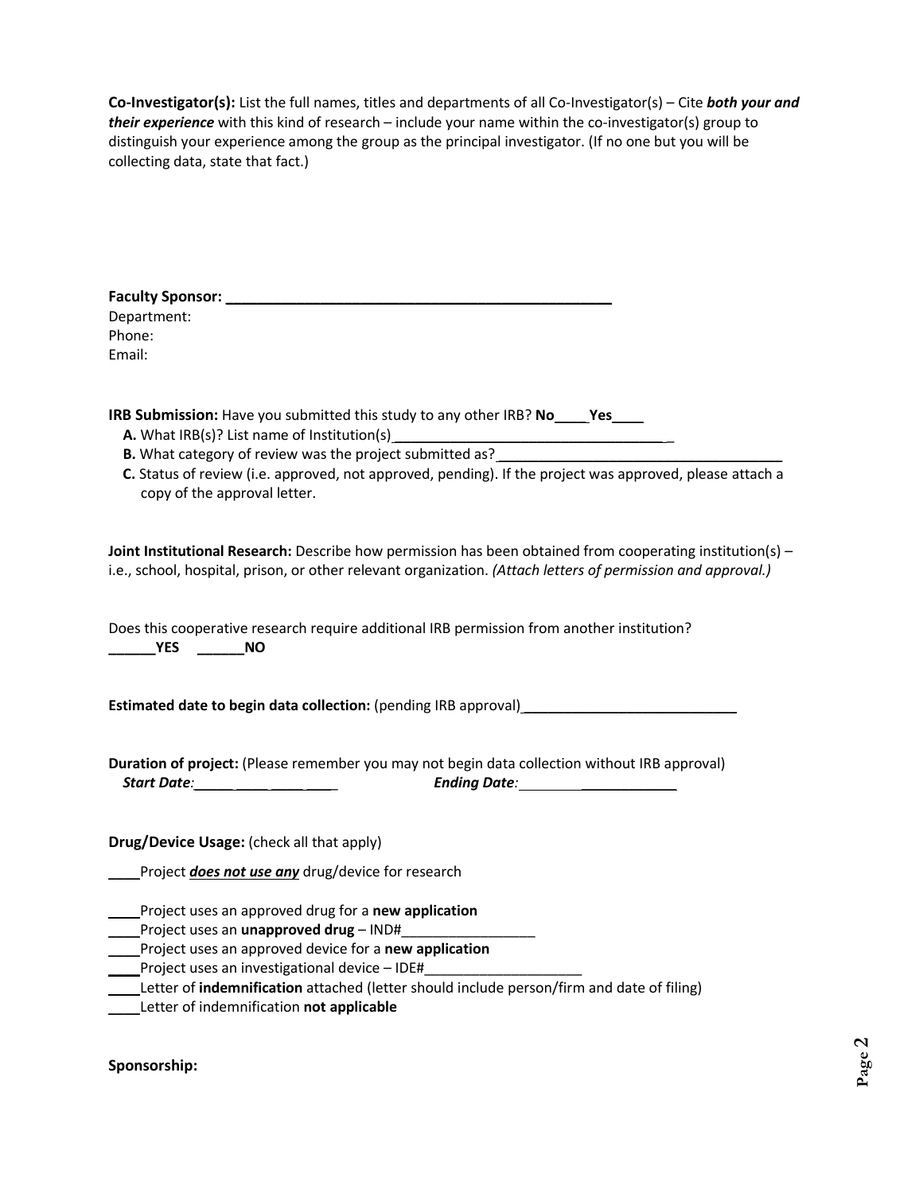**Co-Investigator(s):** List the full names, titles and departments of all Co-Investigator(s) – Cite ***both your and their experience*** with this kind of research – include your name within the co-investigator(s) group to distinguish your experience among the group as the principal investigator. (If no one but you will be collecting data, state that fact.)

**Faculty Sponsor: \_\_\_\_\_\_\_\_\_\_\_\_\_\_\_\_\_\_\_\_\_\_\_\_\_\_\_\_\_\_\_\_\_\_\_\_\_\_\_\_\_\_\_\_\_\_\_\_\_\_**

Department:

Phone:

Email:

**IRB Submission:** Have you submitted this study to any other IRB? **No\_\_\_\_ Yes\_\_\_\_**

- **A.** What IRB(s)? List name of Institution(s)\_\_\_\_\_\_\_\_\_\_\_\_\_\_\_\_\_\_\_\_\_\_\_\_\_\_\_\_\_\_\_\_\_\_\_\_\_
- **B.** What category of review was the project submitted as?\_\_\_\_\_\_\_\_\_\_\_\_\_\_\_\_\_\_\_\_\_\_\_\_\_\_\_\_\_\_\_\_\_\_\_\_\_
- **C.** Status of review (i.e. approved, not approved, pending). If the project was approved, please attach a copy of the approval letter.

**Joint Institutional Research:** Describe how permission has been obtained from cooperating institution(s) – i.e., school, hospital, prison, or other relevant organization. *(Attach letters of permission and approval.)*

Does this cooperative research require additional IRB permission from another institution?

**\_\_\_\_\_\_YES \_\_\_\_\_\_NO**

**Estimated date to begin data collection:** (pending IRB approval)\_\_\_\_\_\_\_\_\_\_\_\_\_\_\_\_\_\_\_\_\_\_\_\_\_\_\_\_

**Duration of project:** (Please remember you may not begin data collection without IRB approval)

***Start Date:***\_\_\_\_\_\_\_\_\_\_\_\_\_\_\_\_\_\_ ***Ending Date:***\_\_\_\_\_\_\_\_\_\_\_\_\_\_\_\_\_\_\_\_\_

**Drug/Device Usage:** (check all that apply)

\_\_\_\_Project ***does not use any*** drug/device for research

\_\_\_\_Project uses an approved drug for a **new application**

\_\_\_\_Project uses an **unapproved drug** – IND#\_\_\_\_\_\_\_\_\_\_\_\_\_\_\_\_\_

\_\_\_\_Project uses an approved device for a **new application**

\_\_\_\_Project uses an investigational device – IDE#\_\_\_\_\_\_\_\_\_\_\_\_\_\_\_\_\_\_\_\_

\_\_\_\_Letter of **indemnification** attached (letter should include person/firm and date of filing)

\_\_\_\_Letter of indemnification **not applicable**

**Sponsorship:**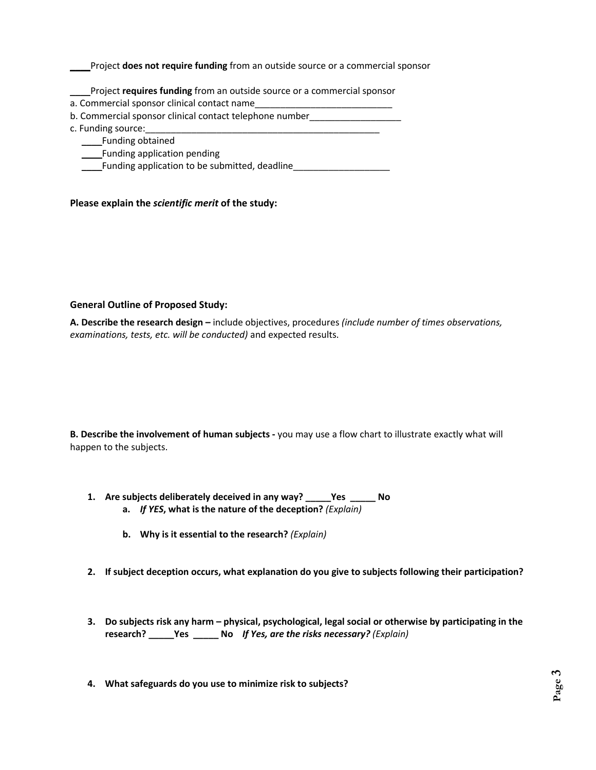____Project **does not require funding** from an outside source or a commercial sponsor

____Project **requires funding** from an outside source or a commercial sponsor

a. Commercial sponsor clinical contact name___________________________

b. Commercial sponsor clinical contact telephone number__________________

c. Funding source:________________________________________________

  ____Funding obtained

  ____Funding application pending

  ____Funding application to be submitted, deadline___________________

**Please explain the *scientific merit* of the study:**

**General Outline of Proposed Study:**

**A. Describe the research design –** include objectives, procedures *(include number of times observations, examinations, tests, etc. will be conducted)* and expected results.

**B. Describe the involvement of human subjects -** you may use a flow chart to illustrate exactly what will happen to the subjects.

1. **Are subjects deliberately deceived in any way? _____Yes _____ No**
   a. ***If YES*, what is the nature of the deception?** *(Explain)*

   b. **Why is it essential to the research?** *(Explain)*

2. **If subject deception occurs, what explanation do you give to subjects following their participation?**

3. **Do subjects risk any harm – physical, psychological, legal social or otherwise by participating in the research? _____Yes _____ No** ***If Yes, are the risks necessary?*** *(Explain)*

4. **What safeguards do you use to minimize risk to subjects?**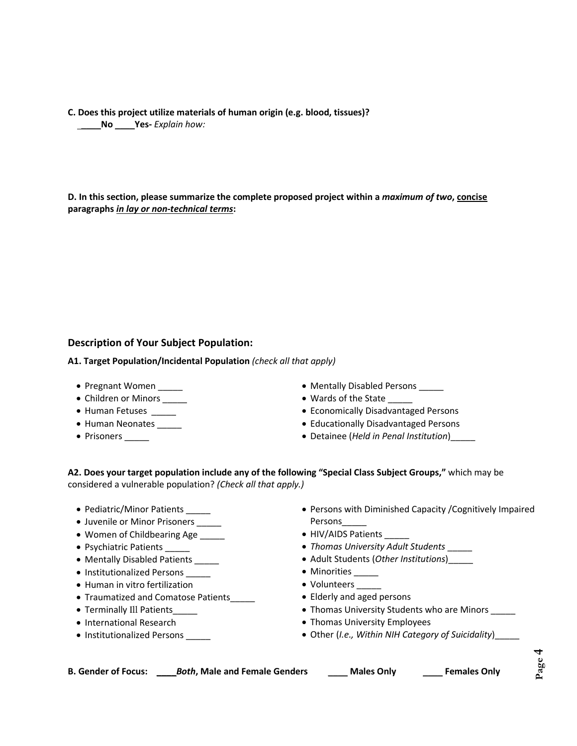**C. Does this project utilize materials of human origin (e.g. blood, tissues)?**
_____**No** ____**Yes-** *Explain how:*

**D. In this section, please summarize the complete proposed project within a *maximum of two*, <u>concise</u> paragraphs *<u>in lay or non-technical terms</u>*:**

## Description of Your Subject Population:

**A1. Target Population/Incidental Population** *(check all that apply)*

- Pregnant Women _____
- Children or Minors _____
- Human Fetuses _____
- Human Neonates _____
- Prisoners _____
- Mentally Disabled Persons _____
- Wards of the State _____
- Economically Disadvantaged Persons
- Educationally Disadvantaged Persons
- Detainee (*Held in Penal Institution*)_____

**A2. Does your target population include any of the following "Special Class Subject Groups,"** which may be considered a vulnerable population? *(Check all that apply.)*

- Pediatric/Minor Patients _____
- Juvenile or Minor Prisoners _____
- Women of Childbearing Age _____
- Psychiatric Patients _____
- Mentally Disabled Patients _____
- Institutionalized Persons _____
- Human in vitro fertilization
- Traumatized and Comatose Patients_____
- Terminally Ill Patients_____
- International Research
- Institutionalized Persons _____
- Persons with Diminished Capacity /Cognitively Impaired Persons_____
- HIV/AIDS Patients _____
- *Thomas University Adult Students* _____
- Adult Students (*Other Institutions*)_____
- Minorities _____
- Volunteers _____
- Elderly and aged persons
- Thomas University Students who are Minors _____
- Thomas University Employees
- Other (*I.e., Within NIH Category of Suicidality*)_____

**B. Gender of Focus:** ____***Both*, Male and Female Genders** ____ **Males Only** ____ **Females Only**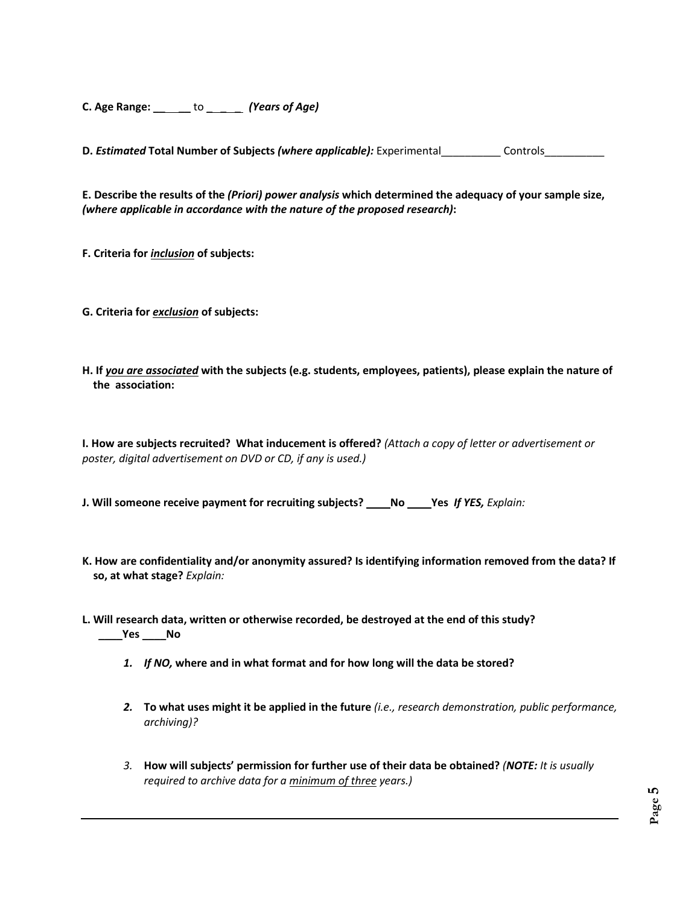**C. Age Range:** ______ to ______ ***(Years of Age)***

**D. *Estimated* Total Number of Subjects *(where applicable):*** Experimental__________ Controls__________

**E. Describe the results of the *(Priori) power analysis* which determined the adequacy of your sample size, *(where applicable in accordance with the nature of the proposed research)*:**

**F. Criteria for *inclusion* of subjects:**

**G. Criteria for *exclusion* of subjects:**

**H. If *you are associated* with the subjects (e.g. students, employees, patients), please explain the nature of the association:**

**I. How are subjects recruited? What inducement is offered?** *(Attach a copy of letter or advertisement or poster, digital advertisement on DVD or CD, if any is used.)*

**J. Will someone receive payment for recruiting subjects? ____No ____Yes *If YES,*** *Explain:*

**K. How are confidentiality and/or anonymity assured? Is identifying information removed from the data? If so, at what stage?** *Explain:*

**L. Will research data, written or otherwise recorded, be destroyed at the end of this study?**
**____Yes ____No**

1. ***If NO,*** **where and in what format and for how long will the data be stored?**

2. **To what uses might it be applied in the future** *(i.e., research demonstration, public performance, archiving)?*

3. **How will subjects' permission for further use of their data be obtained?** *(**NOTE:** It is usually required to archive data for a minimum of three years.)*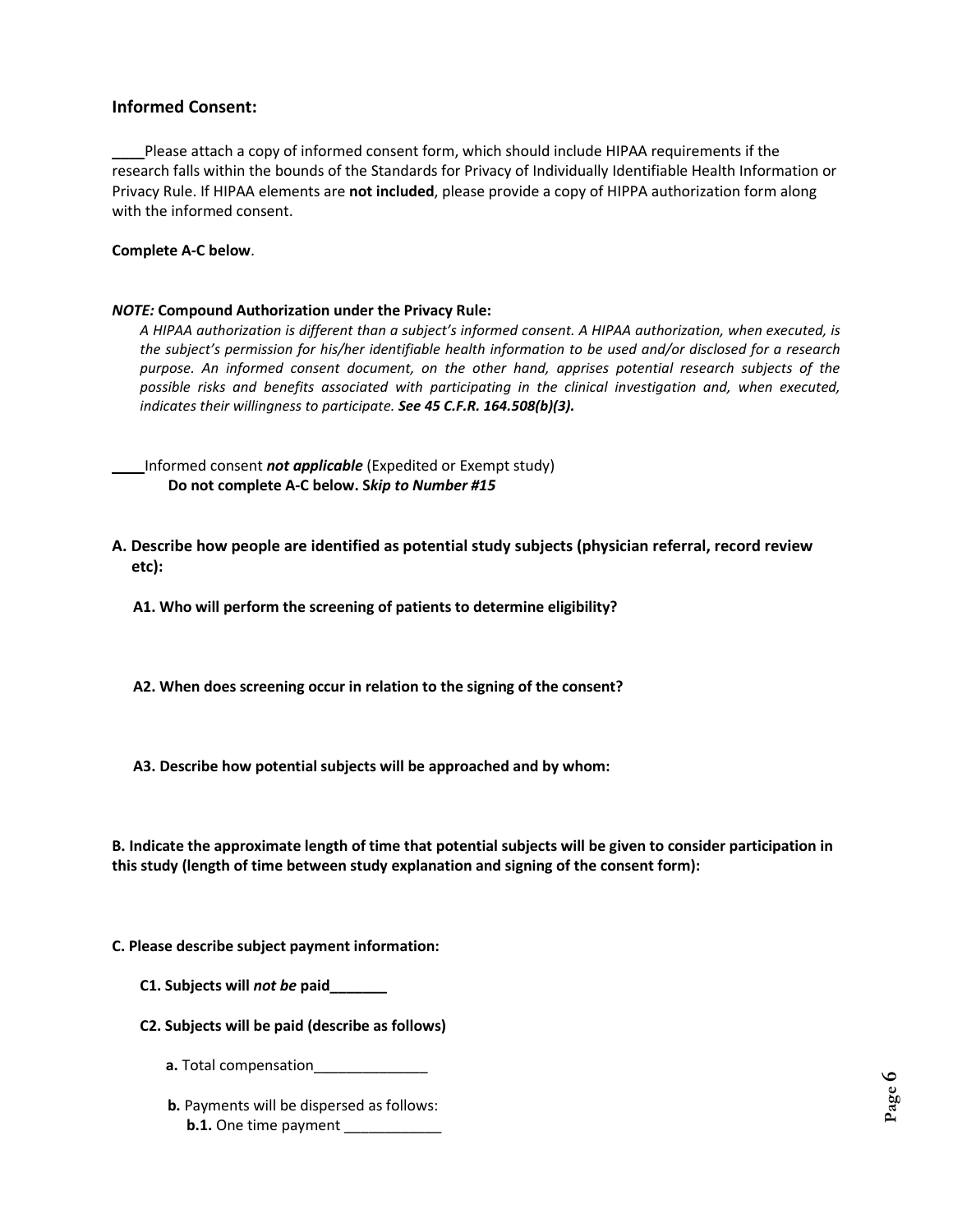## Informed Consent:

____Please attach a copy of informed consent form, which should include HIPAA requirements if the research falls within the bounds of the Standards for Privacy of Individually Identifiable Health Information or Privacy Rule. If HIPAA elements are **not included**, please provide a copy of HIPPA authorization form along with the informed consent.

**Complete A-C below**.

***NOTE:* Compound Authorization under the Privacy Rule:**

*A HIPAA authorization is different than a subject's informed consent. A HIPAA authorization, when executed, is the subject's permission for his/her identifiable health information to be used and/or disclosed for a research purpose. An informed consent document, on the other hand, apprises potential research subjects of the possible risks and benefits associated with participating in the clinical investigation and, when executed, indicates their willingness to participate.* ***See 45 C.F.R. 164.508(b)(3).***

____Informed consent ***not applicable*** (Expedited or Exempt study)

**Do not complete A-C below. S*kip to Number #15***

**A. Describe how people are identified as potential study subjects (physician referral, record review etc):**

**A1. Who will perform the screening of patients to determine eligibility?**

**A2. When does screening occur in relation to the signing of the consent?**

**A3. Describe how potential subjects will be approached and by whom:**

**B. Indicate the approximate length of time that potential subjects will be given to consider participation in this study (length of time between study explanation and signing of the consent form):**

**C. Please describe subject payment information:**

**C1. Subjects will *not be* paid_______**

**C2. Subjects will be paid (describe as follows)**

**a.** Total compensation______________

**b.** Payments will be dispersed as follows:

**b.1.** One time payment ____________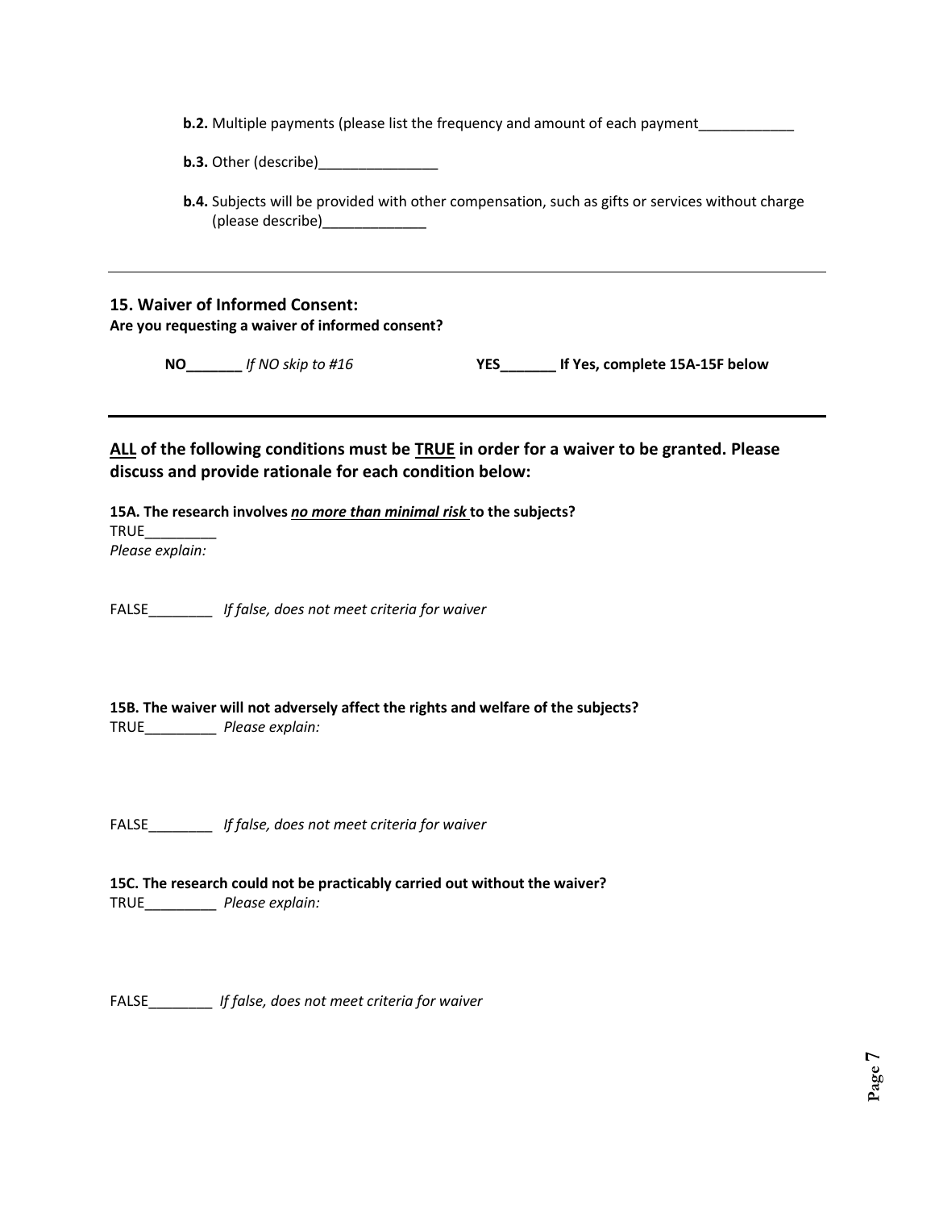**b.2.** Multiple payments (please list the frequency and amount of each payment____________

**b.3.** Other (describe)_______________

**b.4.** Subjects will be provided with other compensation, such as gifts or services without charge (please describe)_____________

---

## 15. Waiver of Informed Consent:

**Are you requesting a waiver of informed consent?**

**NO_______** *If NO skip to #16* **YES_______ If Yes, complete 15A-15F below**

---

### <u>ALL</u> of the following conditions must be <u>TRUE</u> in order for a waiver to be granted. Please discuss and provide rationale for each condition below:

**15A. The research involves *<u>no more than minimal risk</u>* to the subjects?**

TRUE_________

*Please explain:*

FALSE________ *If false, does not meet criteria for waiver*

**15B. The waiver will not adversely affect the rights and welfare of the subjects?**

TRUE_________ *Please explain:*

FALSE________ *If false, does not meet criteria for waiver*

**15C. The research could not be practicably carried out without the waiver?**

TRUE_________ *Please explain:*

FALSE________ *If false, does not meet criteria for waiver*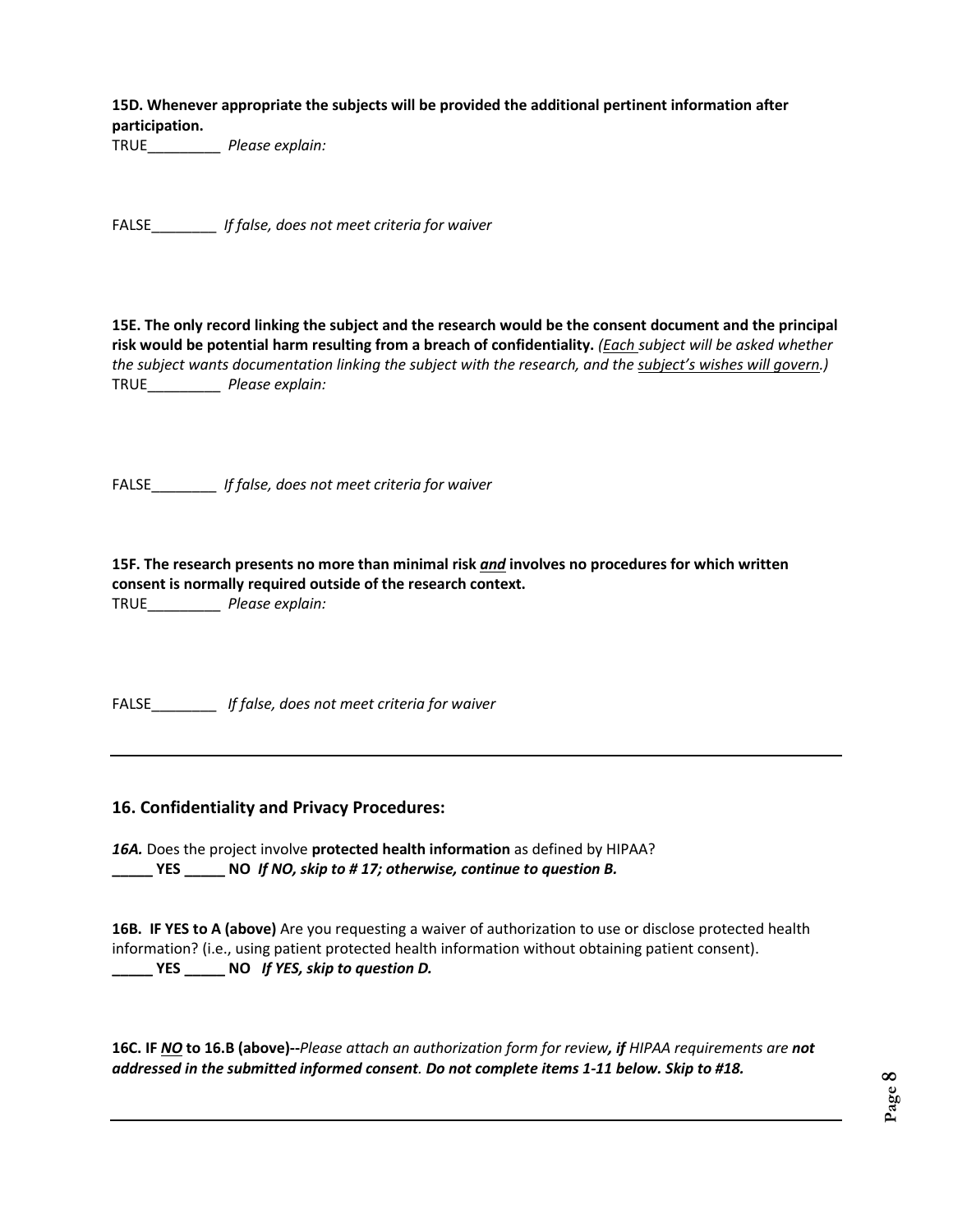**15D. Whenever appropriate the subjects will be provided the additional pertinent information after participation.**

TRUE_________ *Please explain:*

FALSE________ *If false, does not meet criteria for waiver*

**15E. The only record linking the subject and the research would be the consent document and the principal risk would be potential harm resulting from a breach of confidentiality.** *(Each subject will be asked whether the subject wants documentation linking the subject with the research, and the subject's wishes will govern.)*

TRUE_________ *Please explain:*

FALSE________ *If false, does not meet criteria for waiver*

**15F. The research presents no more than minimal risk *and* involves no procedures for which written consent is normally required outside of the research context.**

TRUE_________ *Please explain:*

FALSE________ *If false, does not meet criteria for waiver*

---

## 16. Confidentiality and Privacy Procedures:

***16A.*** Does the project involve **protected health information** as defined by HIPAA?

**_____ YES _____ NO** ***If NO, skip to # 17; otherwise, continue to question B.***

**16B. IF YES to A (above)** Are you requesting a waiver of authorization to use or disclose protected health information? (i.e., using patient protected health information without obtaining patient consent).

**_____ YES _____ NO** ***If YES, skip to question D.***

**16C. IF *NO* to 16.B (above)--***Please attach an authorization form for review**, if** HIPAA requirements are **not addressed in the submitted informed consent**. **Do not complete items 1-11 below. Skip to #18.***

---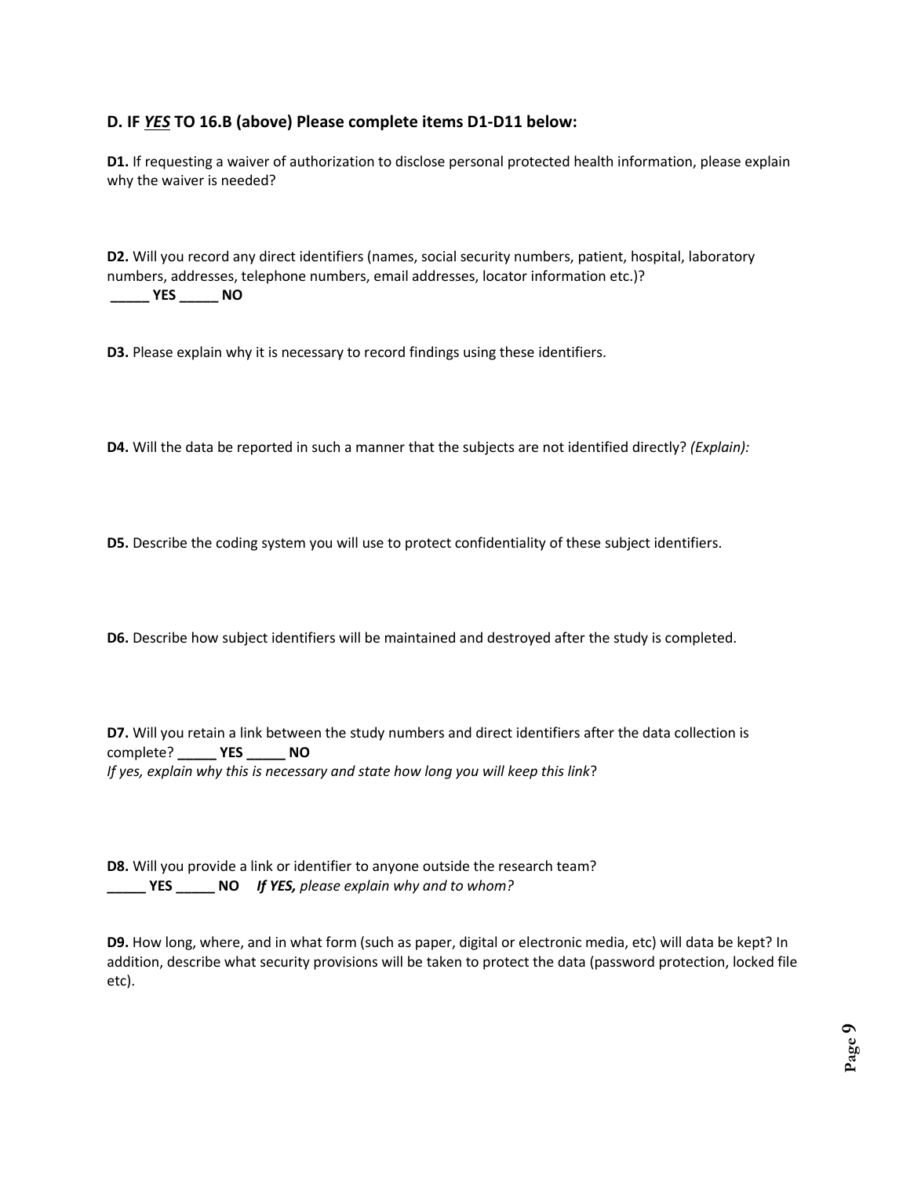### D. IF *__YES__* TO 16.B (above) Please complete items D1-D11 below:

**D1.** If requesting a waiver of authorization to disclose personal protected health information, please explain why the waiver is needed?

**D2.** Will you record any direct identifiers (names, social security numbers, patient, hospital, laboratory numbers, addresses, telephone numbers, email addresses, locator information etc.)?
**_____ YES _____ NO**

**D3.** Please explain why it is necessary to record findings using these identifiers.

**D4.** Will the data be reported in such a manner that the subjects are not identified directly? *(Explain):*

**D5.** Describe the coding system you will use to protect confidentiality of these subject identifiers.

**D6.** Describe how subject identifiers will be maintained and destroyed after the study is completed.

**D7.** Will you retain a link between the study numbers and direct identifiers after the data collection is complete? **_____ YES _____ NO**
*If yes, explain why this is necessary and state how long you will keep this link*?

**D8.** Will you provide a link or identifier to anyone outside the research team?
**_____ YES _____ NO** ***If YES,*** *please explain why and to whom?*

**D9.** How long, where, and in what form (such as paper, digital or electronic media, etc) will data be kept? In addition, describe what security provisions will be taken to protect the data (password protection, locked file etc).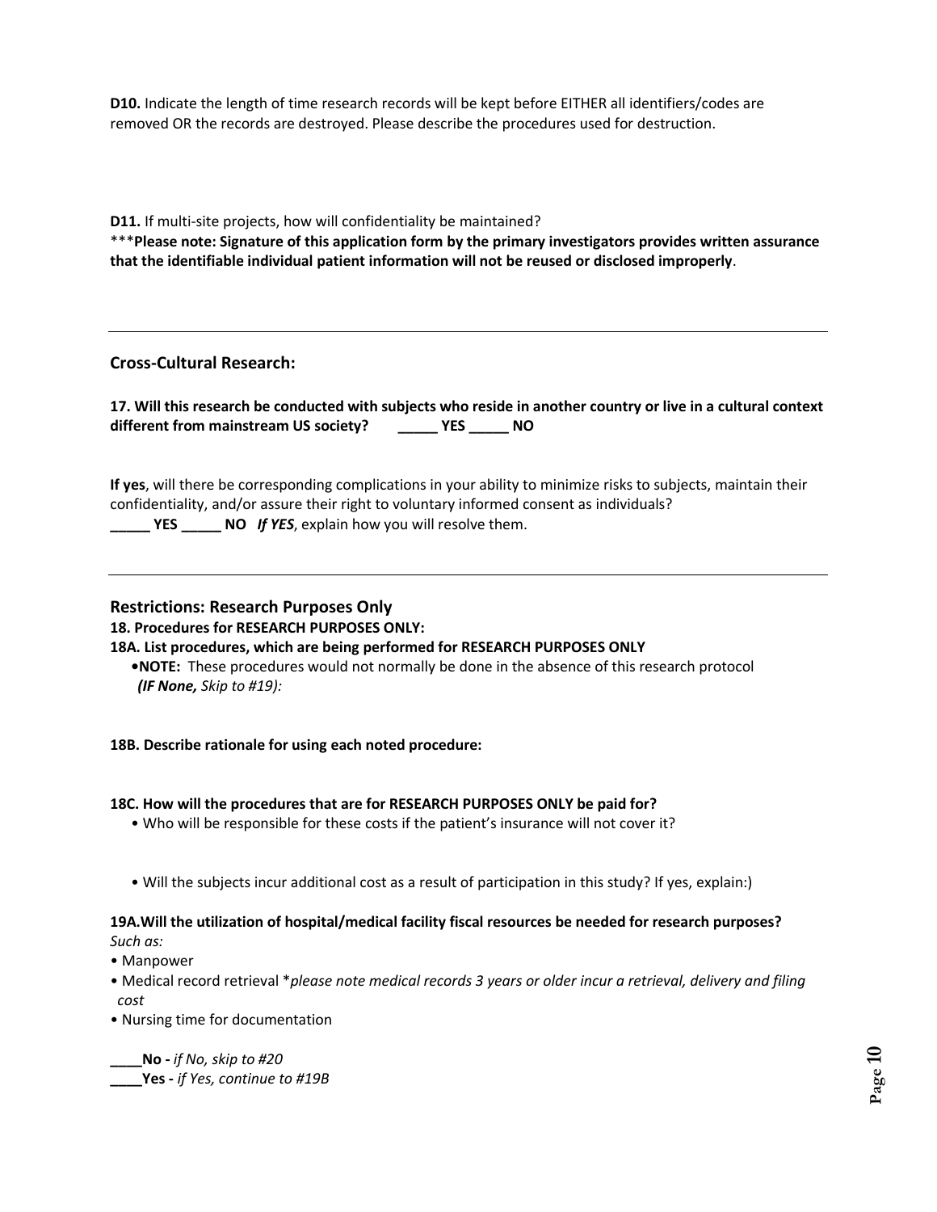**D10.** Indicate the length of time research records will be kept before EITHER all identifiers/codes are removed OR the records are destroyed. Please describe the procedures used for destruction.

**D11.** If multi-site projects, how will confidentiality be maintained?
***Please note: Signature of this application form by the primary investigators provides written assurance that the identifiable individual patient information will not be reused or disclosed improperly**.

---

### Cross-Cultural Research:

**17. Will this research be conducted with subjects who reside in another country or live in a cultural context different from mainstream US society? _____ YES _____ NO**

**If yes**, will there be corresponding complications in your ability to minimize risks to subjects, maintain their confidentiality, and/or assure their right to voluntary informed consent as individuals?
**_____ YES _____ NO** ***If YES***, explain how you will resolve them.

---

### Restrictions: Research Purposes Only

**18. Procedures for RESEARCH PURPOSES ONLY:**

**18A. List procedures, which are being performed for RESEARCH PURPOSES ONLY**

- **NOTE:** These procedures would not normally be done in the absence of this research protocol ***(IF None,*** *Skip to #19):*

**18B. Describe rationale for using each noted procedure:**

**18C. How will the procedures that are for RESEARCH PURPOSES ONLY be paid for?**

- Who will be responsible for these costs if the patient's insurance will not cover it?

- Will the subjects incur additional cost as a result of participation in this study? If yes, explain:)

**19A.Will the utilization of hospital/medical facility fiscal resources be needed for research purposes?**
*Such as:*

- Manpower
- Medical record retrieval **please note medical records 3 years or older incur a retrieval, delivery and filing cost*
- Nursing time for documentation

**____No -** *if No, skip to #20*
**____Yes -** *if Yes, continue to #19B*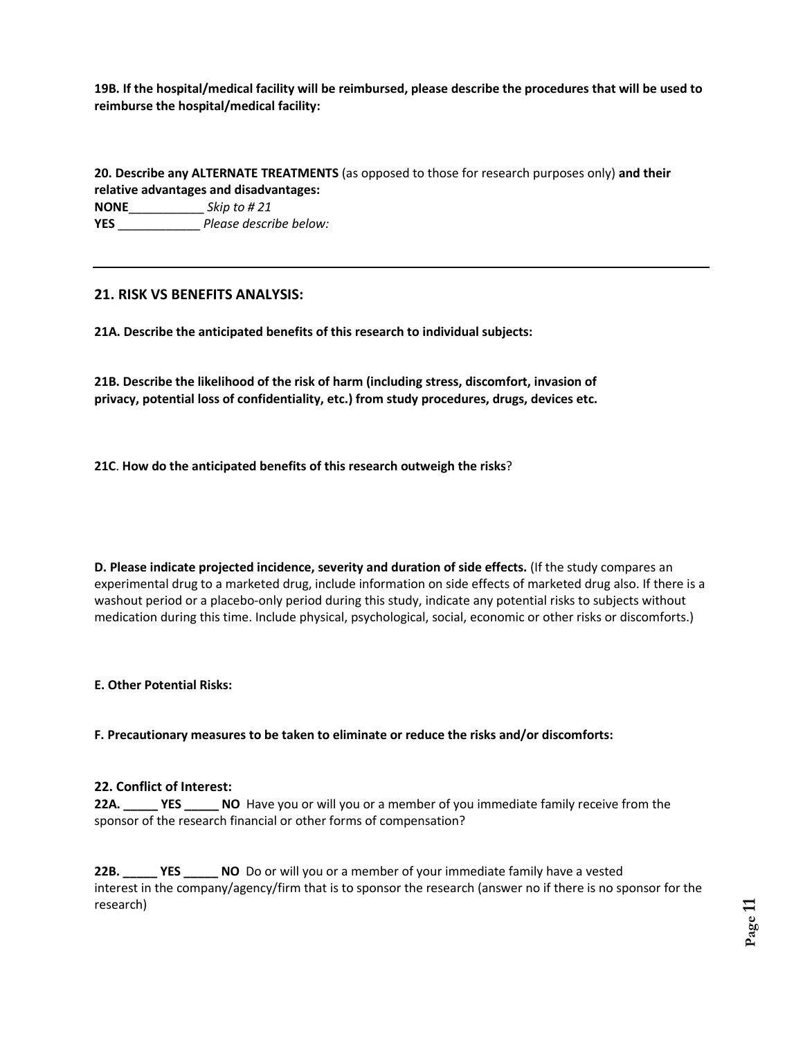**19B. If the hospital/medical facility will be reimbursed, please describe the procedures that will be used to reimburse the hospital/medical facility:**

**20. Describe any ALTERNATE TREATMENTS** (as opposed to those for research purposes only) **and their relative advantages and disadvantages:**

**NONE**___________ *Skip to # 21*

**YES** ____________ *Please describe below:*

---

## 21. RISK VS BENEFITS ANALYSIS:

**21A. Describe the anticipated benefits of this research to individual subjects:**

**21B. Describe the likelihood of the risk of harm (including stress, discomfort, invasion of privacy, potential loss of confidentiality, etc.) from study procedures, drugs, devices etc.**

**21C**. **How do the anticipated benefits of this research outweigh the risks**?

**D. Please indicate projected incidence, severity and duration of side effects.** (If the study compares an experimental drug to a marketed drug, include information on side effects of marketed drug also. If there is a washout period or a placebo-only period during this study, indicate any potential risks to subjects without medication during this time. Include physical, psychological, social, economic or other risks or discomforts.)

**E. Other Potential Risks:**

**F. Precautionary measures to be taken to eliminate or reduce the risks and/or discomforts:**

**22. Conflict of Interest:**

**22A. _____ YES _____ NO** Have you or will you or a member of you immediate family receive from the sponsor of the research financial or other forms of compensation?

**22B. _____ YES _____ NO** Do or will you or a member of your immediate family have a vested interest in the company/agency/firm that is to sponsor the research (answer no if there is no sponsor for the research)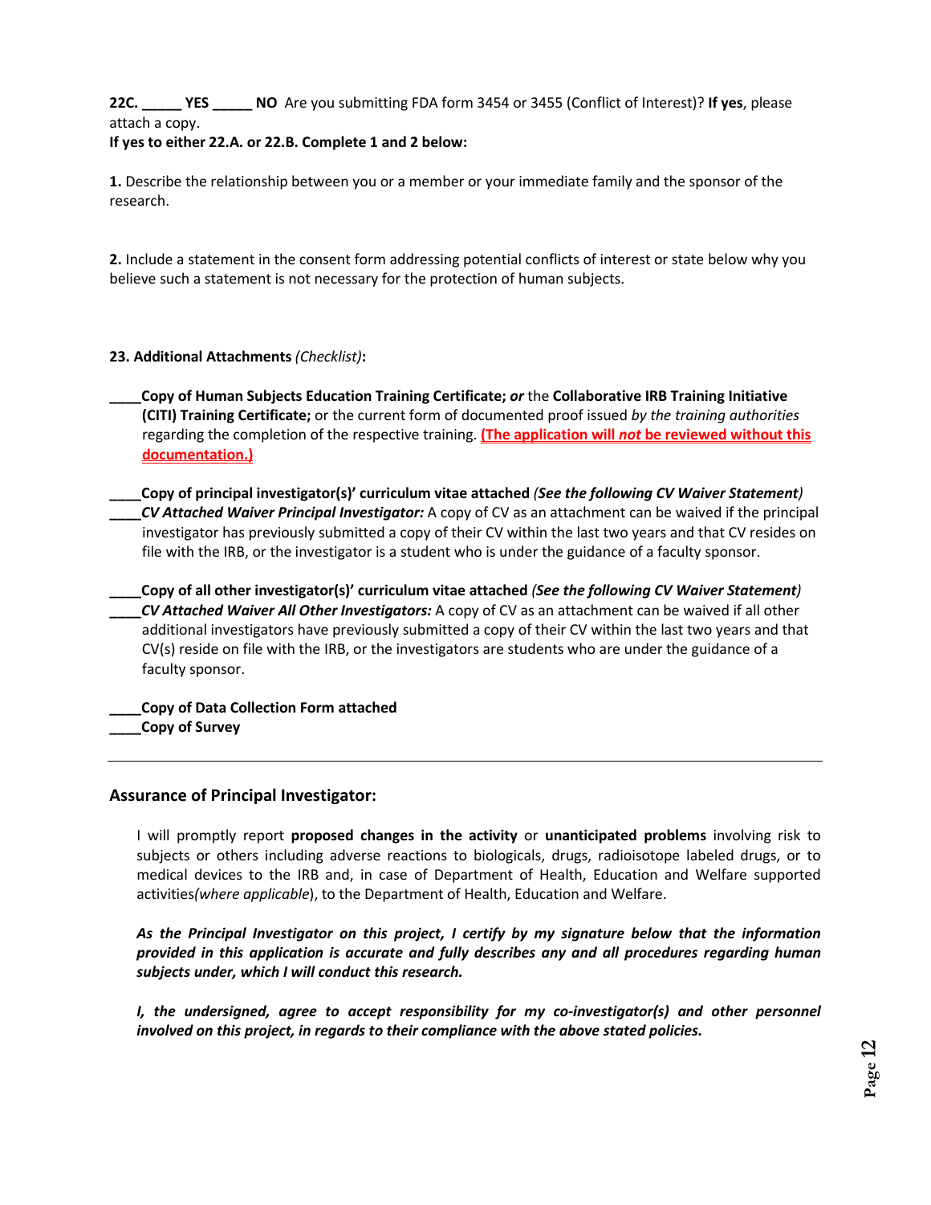**22C. _____ YES _____ NO** Are you submitting FDA form 3454 or 3455 (Conflict of Interest)? **If yes**, please attach a copy.

**If yes to either 22.A. or 22.B. Complete 1 and 2 below:**

**1.** Describe the relationship between you or a member or your immediate family and the sponsor of the research.

**2.** Include a statement in the consent form addressing potential conflicts of interest or state below why you believe such a statement is not necessary for the protection of human subjects.

**23. Additional Attachments** *(Checklist)***:**

____**Copy of Human Subjects Education Training Certificate;** ***or*** the **Collaborative IRB Training Initiative (CITI) Training Certificate;** or the current form of documented proof issued *by the training authorities* regarding the completion of the respective training. **(The application will *not* be reviewed without this documentation.)**

____**Copy of principal investigator(s)' curriculum vitae attached** ***(See the following CV Waiver Statement)***

____***CV Attached Waiver Principal Investigator:*** A copy of CV as an attachment can be waived if the principal investigator has previously submitted a copy of their CV within the last two years and that CV resides on file with the IRB, or the investigator is a student who is under the guidance of a faculty sponsor.

____**Copy of all other investigator(s)' curriculum vitae attached** ***(See the following CV Waiver Statement)***

____***CV Attached Waiver All Other Investigators:*** A copy of CV as an attachment can be waived if all other additional investigators have previously submitted a copy of their CV within the last two years and that CV(s) reside on file with the IRB, or the investigators are students who are under the guidance of a faculty sponsor.

____**Copy of Data Collection Form attached**

____**Copy of Survey**

---

## Assurance of Principal Investigator:

I will promptly report **proposed changes in the activity** or **unanticipated problems** involving risk to subjects or others including adverse reactions to biologicals, drugs, radioisotope labeled drugs, or to medical devices to the IRB and, in case of Department of Health, Education and Welfare supported activities*(where applicable*), to the Department of Health, Education and Welfare.

***As the Principal Investigator on this project, I certify by my signature below that the information provided in this application is accurate and fully describes any and all procedures regarding human subjects under, which I will conduct this research.***

***I, the undersigned, agree to accept responsibility for my co-investigator(s) and other personnel involved on this project, in regards to their compliance with the above stated policies.***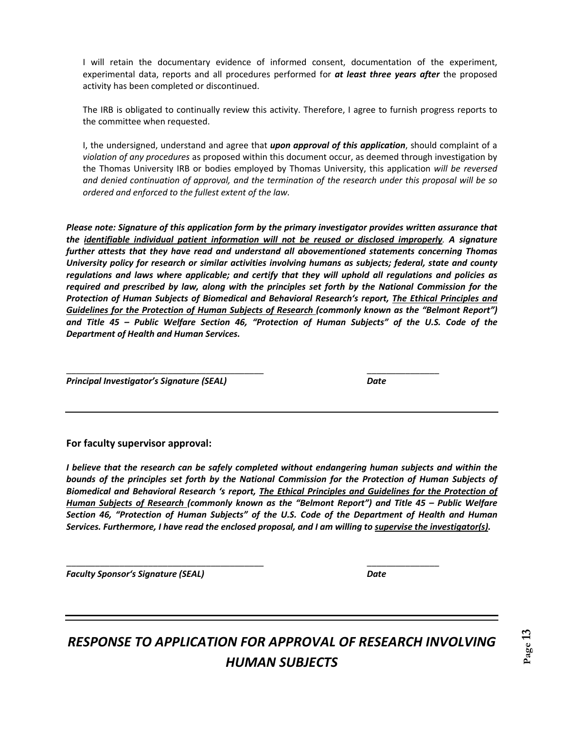I will retain the documentary evidence of informed consent, documentation of the experiment, experimental data, reports and all procedures performed for ***at least three years after*** the proposed activity has been completed or discontinued.

The IRB is obligated to continually review this activity. Therefore, I agree to furnish progress reports to the committee when requested.

I, the undersigned, understand and agree that ***upon approval of this application***, should complaint of a *violation of any procedures* as proposed within this document occur, as deemed through investigation by the Thomas University IRB or bodies employed by Thomas University, this application *will be reversed and denied continuation of approval, and the termination of the research under this proposal will be so ordered and enforced to the fullest extent of the law.*

***Please note: Signature of this application form by the primary investigator provides written assurance that the <u>identifiable individual patient information will not be reused or disclosed improperly</u>. A signature further attests that they have read and understand all abovementioned statements concerning Thomas University policy for research or similar activities involving humans as subjects; federal, state and county regulations and laws where applicable; and certify that they will uphold all regulations and policies as required and prescribed by law, along with the principles set forth by the National Commission for the Protection of Human Subjects of Biomedical and Behavioral Research's report, <u>The Ethical Principles and Guidelines for the Protection of Human Subjects of Research</u> (commonly known as the "Belmont Report") and Title 45 – Public Welfare Section 46, "Protection of Human Subjects" of the U.S. Code of the Department of Health and Human Services.***

___________________________________________ _______________

***Principal Investigator's Signature (SEAL)*** ***Date***

---

**For faculty supervisor approval:**

***I believe that the research can be safely completed without endangering human subjects and within the bounds of the principles set forth by the National Commission for the Protection of Human Subjects of Biomedical and Behavioral Research 's report, <u>The Ethical Principles and Guidelines for the Protection of Human Subjects of Research</u> (commonly known as the "Belmont Report") and Title 45 – Public Welfare Section 46, "Protection of Human Subjects" of the U.S. Code of the Department of Health and Human Services. Furthermore, I have read the enclosed proposal, and I am willing to <u>supervise the investigator(s)</u>.***

___________________________________________ _______________

***Faculty Sponsor's Signature (SEAL)*** ***Date***

---

# *RESPONSE TO APPLICATION FOR APPROVAL OF RESEARCH INVOLVING HUMAN SUBJECTS*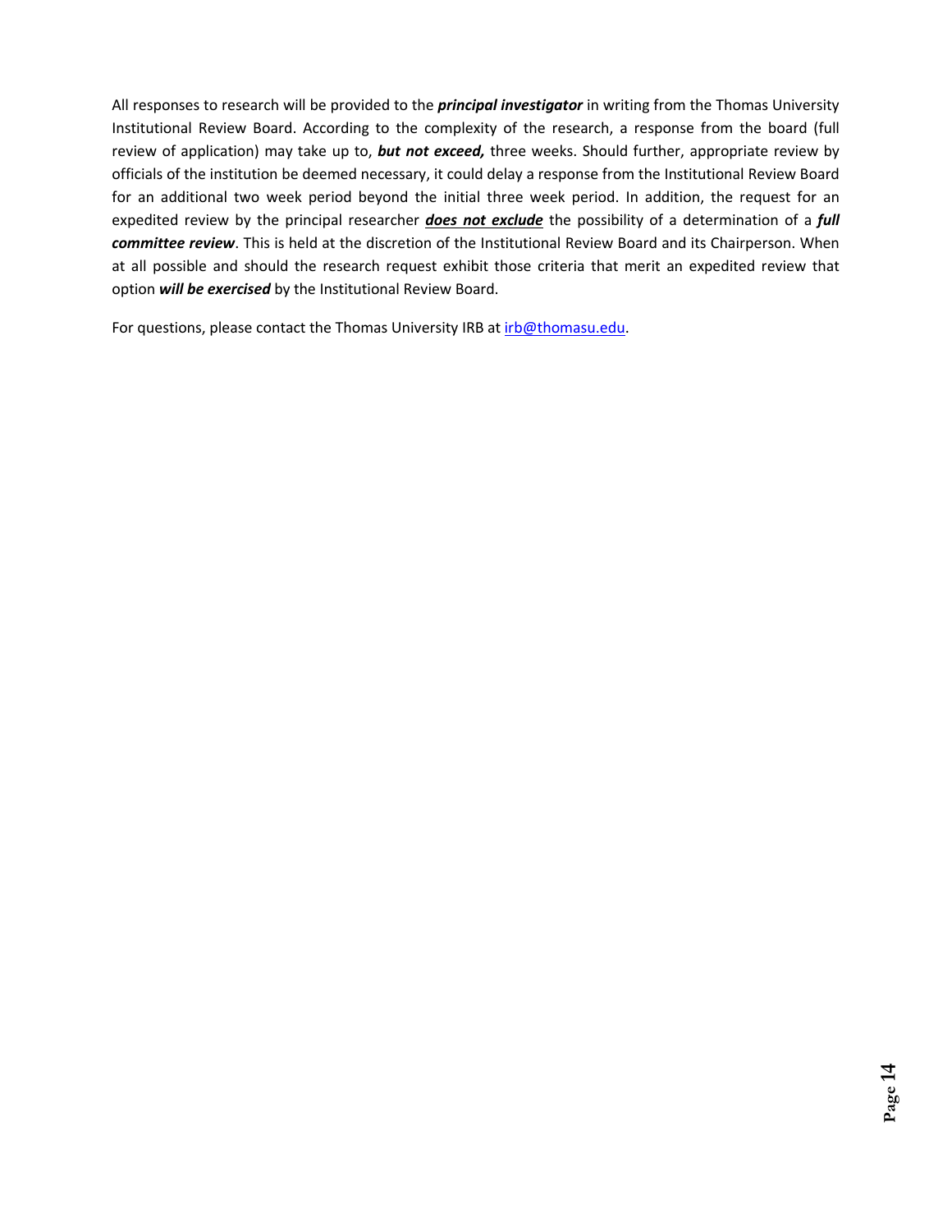All responses to research will be provided to the ***principal investigator*** in writing from the Thomas University Institutional Review Board. According to the complexity of the research, a response from the board (full review of application) may take up to, ***but not exceed,*** three weeks. Should further, appropriate review by officials of the institution be deemed necessary, it could delay a response from the Institutional Review Board for an additional two week period beyond the initial three week period. In addition, the request for an expedited review by the principal researcher <u>***does not exclude***</u> the possibility of a determination of a ***full committee review***. This is held at the discretion of the Institutional Review Board and its Chairperson. When at all possible and should the research request exhibit those criteria that merit an expedited review that option ***will be exercised*** by the Institutional Review Board.

For questions, please contact the Thomas University IRB at irb@thomasu.edu.